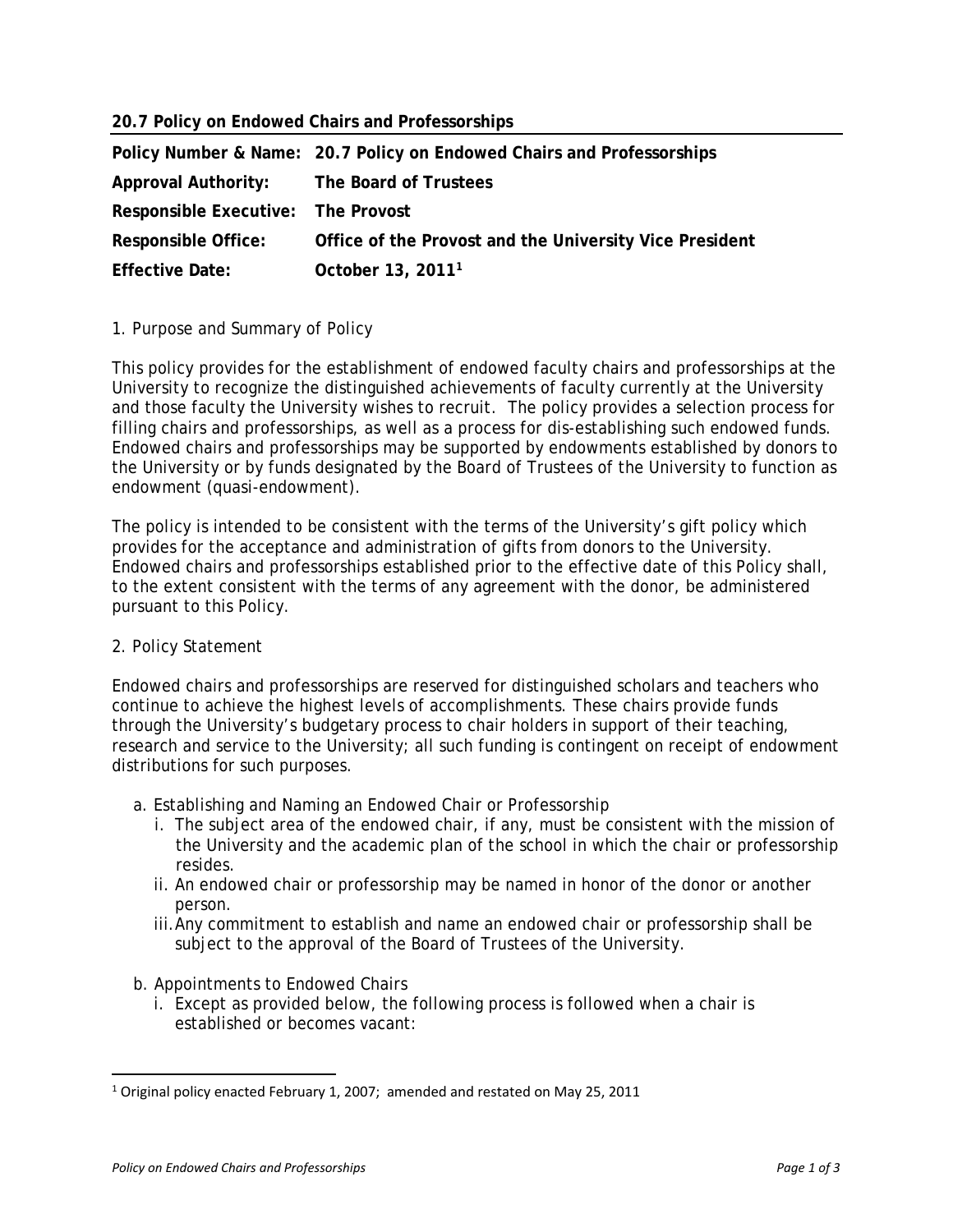**20.7 Policy on Endowed Chairs and Professorships**

| | |
|---|---|
| **Policy Number & Name:** | **20.7 Policy on Endowed Chairs and Professorships** |
| **Approval Authority:** | **The Board of Trustees** |
| **Responsible Executive:** | **The Provost** |
| **Responsible Office:** | **Office of the Provost and the University Vice President** |
| **Effective Date:** | **October 13, 2011[1]** |

1. Purpose and Summary of Policy

This policy provides for the establishment of endowed faculty chairs and professorships at the University to recognize the distinguished achievements of faculty currently at the University and those faculty the University wishes to recruit. The policy provides a selection process for filling chairs and professorships, as well as a process for dis-establishing such endowed funds. Endowed chairs and professorships may be supported by endowments established by donors to the University or by funds designated by the Board of Trustees of the University to function as endowment (quasi-endowment).

The policy is intended to be consistent with the terms of the University's gift policy which provides for the acceptance and administration of gifts from donors to the University. Endowed chairs and professorships established prior to the effective date of this Policy shall, to the extent consistent with the terms of any agreement with the donor, be administered pursuant to this Policy.

2. Policy Statement

Endowed chairs and professorships are reserved for distinguished scholars and teachers who continue to achieve the highest levels of accomplishments. These chairs provide funds through the University's budgetary process to chair holders in support of their teaching, research and service to the University; all such funding is contingent on receipt of endowment distributions for such purposes.

a. Establishing and Naming an Endowed Chair or Professorship
   i. The subject area of the endowed chair, if any, must be consistent with the mission of the University and the academic plan of the school in which the chair or professorship resides.
   ii. An endowed chair or professorship may be named in honor of the donor or another person.
   iii. Any commitment to establish and name an endowed chair or professorship shall be subject to the approval of the Board of Trustees of the University.

b. Appointments to Endowed Chairs
   i. Except as provided below, the following process is followed when a chair is established or becomes vacant:

[1] Original policy enacted February 1, 2007; amended and restated on May 25, 2011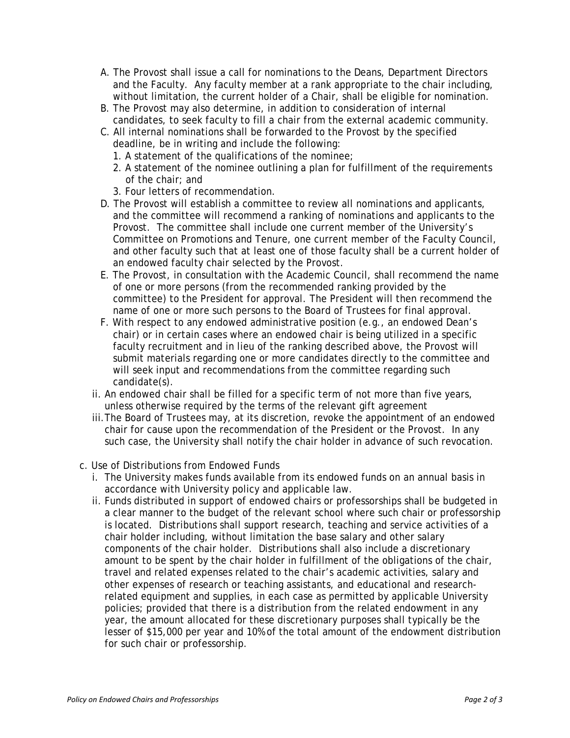A. The Provost shall issue a call for nominations to the Deans, Department Directors and the Faculty. Any faculty member at a rank appropriate to the chair including, without limitation, the current holder of a Chair, shall be eligible for nomination.
B. The Provost may also determine, in addition to consideration of internal candidates, to seek faculty to fill a chair from the external academic community.
C. All internal nominations shall be forwarded to the Provost by the specified deadline, be in writing and include the following:
   1. A statement of the qualifications of the nominee;
   2. A statement of the nominee outlining a plan for fulfillment of the requirements of the chair; and
   3. Four letters of recommendation.
D. The Provost will establish a committee to review all nominations and applicants, and the committee will recommend a ranking of nominations and applicants to the Provost. The committee shall include one current member of the University's Committee on Promotions and Tenure, one current member of the Faculty Council, and other faculty such that at least one of those faculty shall be a current holder of an endowed faculty chair selected by the Provost.
E. The Provost, in consultation with the Academic Council, shall recommend the name of one or more persons (from the recommended ranking provided by the committee) to the President for approval. The President will then recommend the name of one or more such persons to the Board of Trustees for final approval.
F. With respect to any endowed administrative position (e.g., an endowed Dean's chair) or in certain cases where an endowed chair is being utilized in a specific faculty recruitment and in lieu of the ranking described above, the Provost will submit materials regarding one or more candidates directly to the committee and will seek input and recommendations from the committee regarding such candidate(s).

ii. An endowed chair shall be filled for a specific term of not more than five years, unless otherwise required by the terms of the relevant gift agreement

iii. The Board of Trustees may, at its discretion, revoke the appointment of an endowed chair for cause upon the recommendation of the President or the Provost. In any such case, the University shall notify the chair holder in advance of such revocation.

c. Use of Distributions from Endowed Funds

i. The University makes funds available from its endowed funds on an annual basis in accordance with University policy and applicable law.

ii. Funds distributed in support of endowed chairs or professorships shall be budgeted in a clear manner to the budget of the relevant school where such chair or professorship is located. Distributions shall support research, teaching and service activities of a chair holder including, without limitation the base salary and other salary components of the chair holder. Distributions shall also include a discretionary amount to be spent by the chair holder in fulfillment of the obligations of the chair, travel and related expenses related to the chair's academic activities, salary and other expenses of research or teaching assistants, and educational and research-related equipment and supplies, in each case as permitted by applicable University policies; provided that there is a distribution from the related endowment in any year, the amount allocated for these discretionary purposes shall typically be the lesser of $15,000 per year and 10% of the total amount of the endowment distribution for such chair or professorship.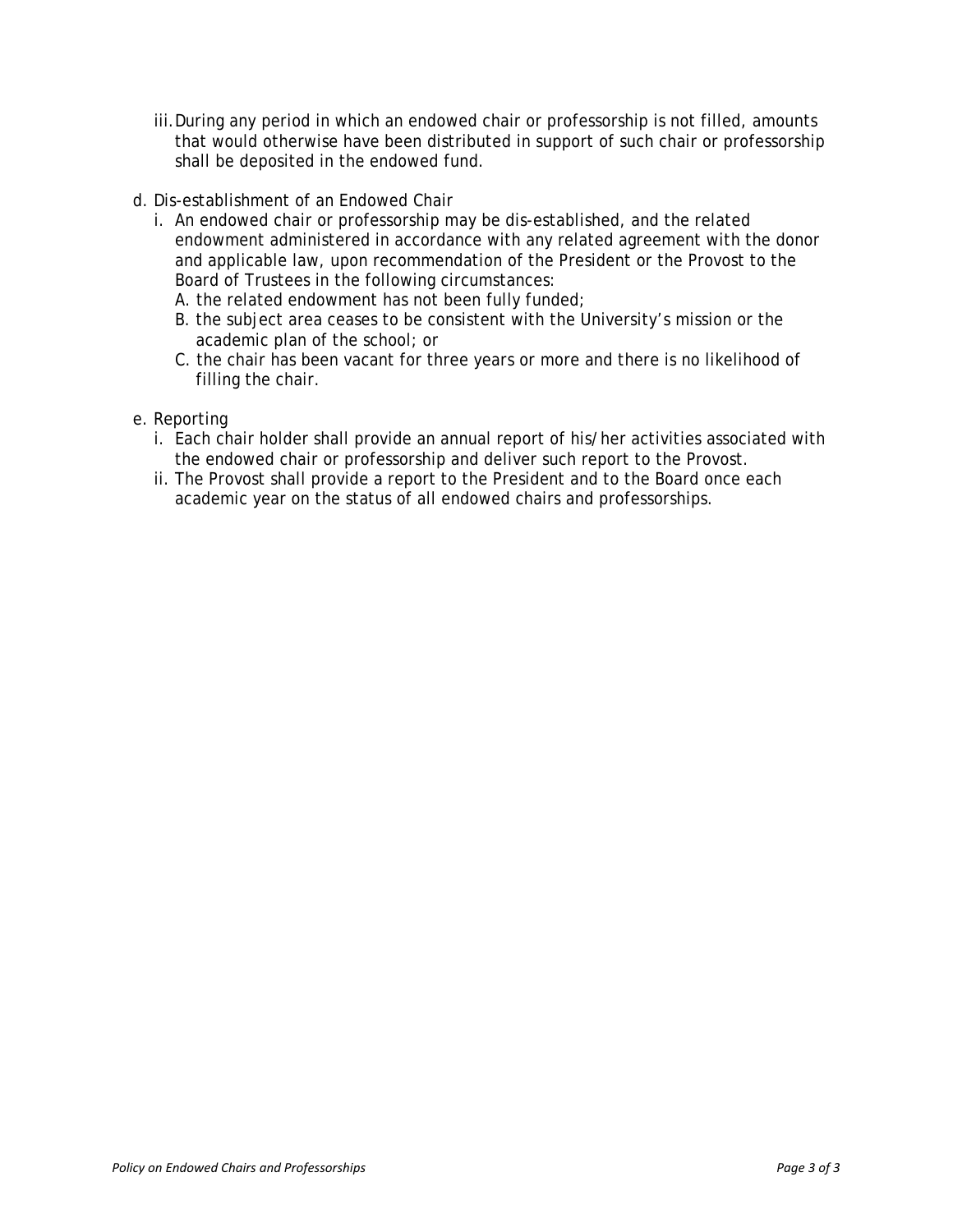iii. During any period in which an endowed chair or professorship is not filled, amounts that would otherwise have been distributed in support of such chair or professorship shall be deposited in the endowed fund.

d. Dis-establishment of an Endowed Chair
   i. An endowed chair or professorship may be dis-established, and the related endowment administered in accordance with any related agreement with the donor and applicable law, upon recommendation of the President or the Provost to the Board of Trustees in the following circumstances:
      A. the related endowment has not been fully funded;
      B. the subject area ceases to be consistent with the University's mission or the academic plan of the school; or
      C. the chair has been vacant for three years or more and there is no likelihood of filling the chair.

e. Reporting
   i. Each chair holder shall provide an annual report of his/her activities associated with the endowed chair or professorship and deliver such report to the Provost.
   ii. The Provost shall provide a report to the President and to the Board once each academic year on the status of all endowed chairs and professorships.